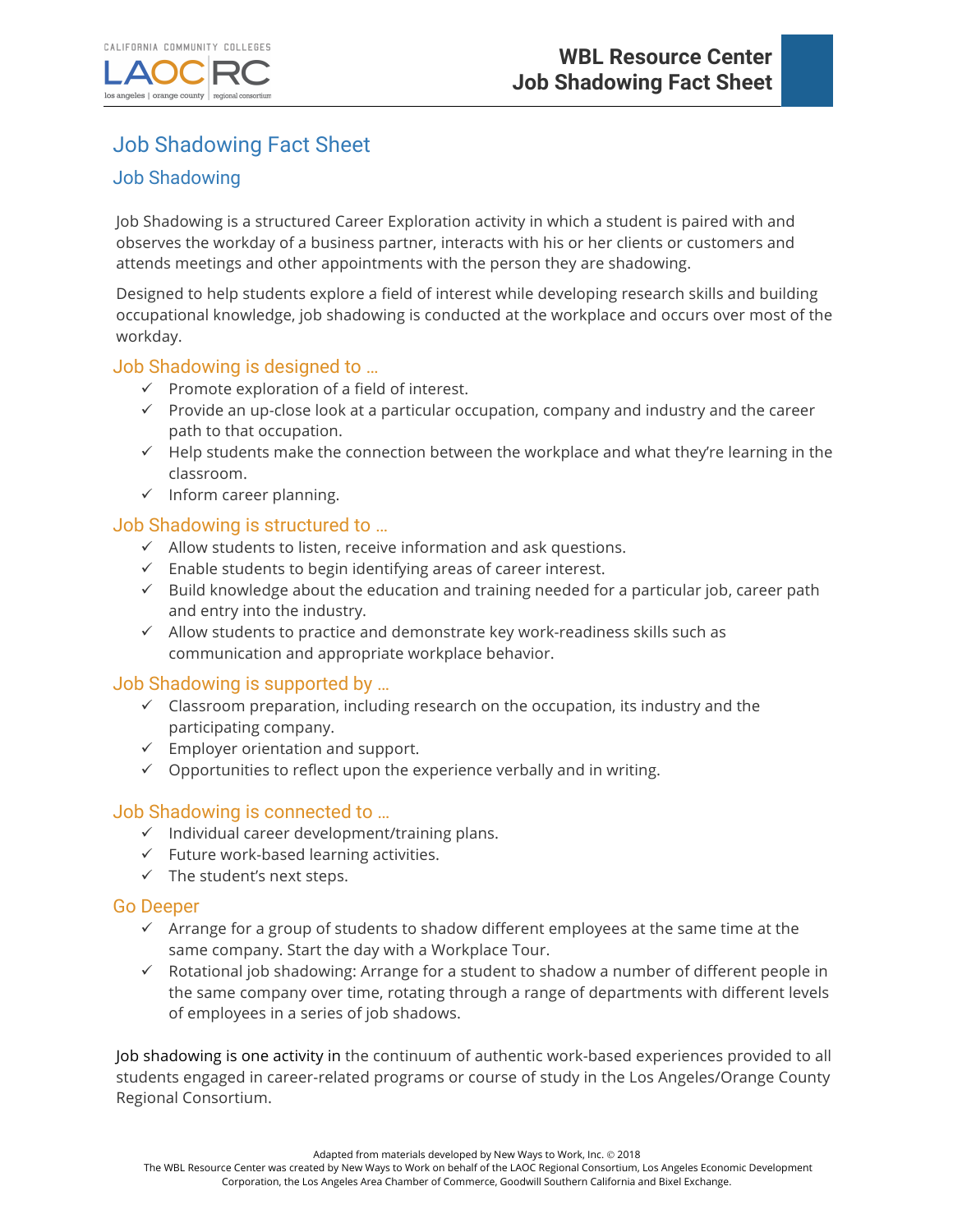# Job Shadowing Fact Sheet

## Job Shadowing

Job Shadowing is a structured Career Exploration activity in which a student is paired with and observes the workday of a business partner, interacts with his or her clients or customers and attends meetings and other appointments with the person they are shadowing.

Designed to help students explore a field of interest while developing research skills and building occupational knowledge, job shadowing is conducted at the workplace and occurs over most of the workday.

### Job Shadowing is designed to …

- ✓ Promote exploration of a field of interest.
- ✓ Provide an up-close look at a particular occupation, company and industry and the career path to that occupation.
- ✓ Help students make the connection between the workplace and what they're learning in the classroom.
- ✓ Inform career planning.

### Job Shadowing is structured to …

- ✓ Allow students to listen, receive information and ask questions.
- ✓ Enable students to begin identifying areas of career interest.
- ✓ Build knowledge about the education and training needed for a particular job, career path and entry into the industry.
- ✓ Allow students to practice and demonstrate key work-readiness skills such as communication and appropriate workplace behavior.

### Job Shadowing is supported by …

- ✓ Classroom preparation, including research on the occupation, its industry and the participating company.
- ✓ Employer orientation and support.
- ✓ Opportunities to reflect upon the experience verbally and in writing.

### Job Shadowing is connected to …

- ✓ Individual career development/training plans.
- ✓ Future work-based learning activities.
- ✓ The student's next steps.

### Go Deeper

- ✓ Arrange for a group of students to shadow different employees at the same time at the same company. Start the day with a Workplace Tour.
- ✓ Rotational job shadowing: Arrange for a student to shadow a number of different people in the same company over time, rotating through a range of departments with different levels of employees in a series of job shadows.

Job shadowing is one activity in the continuum of authentic work-based experiences provided to all students engaged in career-related programs or course of study in the Los Angeles/Orange County Regional Consortium.

Adapted from materials developed by New Ways to Work, Inc. © 2018
The WBL Resource Center was created by New Ways to Work on behalf of the LAOC Regional Consortium, Los Angeles Economic Development Corporation, the Los Angeles Area Chamber of Commerce, Goodwill Southern California and Bixel Exchange.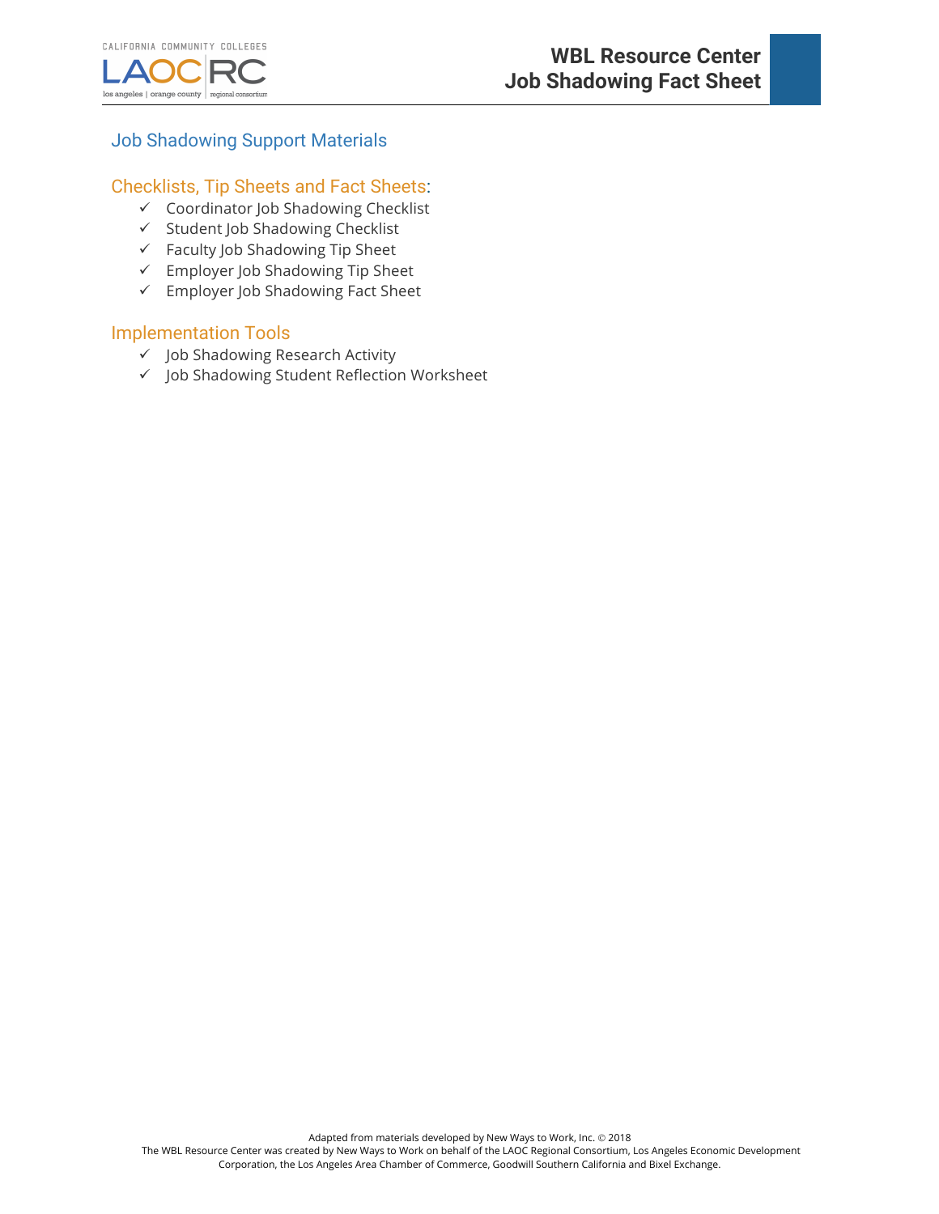## Job Shadowing Support Materials

### Checklists, Tip Sheets and Fact Sheets:

- ✓ Coordinator Job Shadowing Checklist
- ✓ Student Job Shadowing Checklist
- ✓ Faculty Job Shadowing Tip Sheet
- ✓ Employer Job Shadowing Tip Sheet
- ✓ Employer Job Shadowing Fact Sheet

### Implementation Tools

- ✓ Job Shadowing Research Activity
- ✓ Job Shadowing Student Reflection Worksheet

Adapted from materials developed by New Ways to Work, Inc. © 2018
The WBL Resource Center was created by New Ways to Work on behalf of the LAOC Regional Consortium, Los Angeles Economic Development Corporation, the Los Angeles Area Chamber of Commerce, Goodwill Southern California and Bixel Exchange.